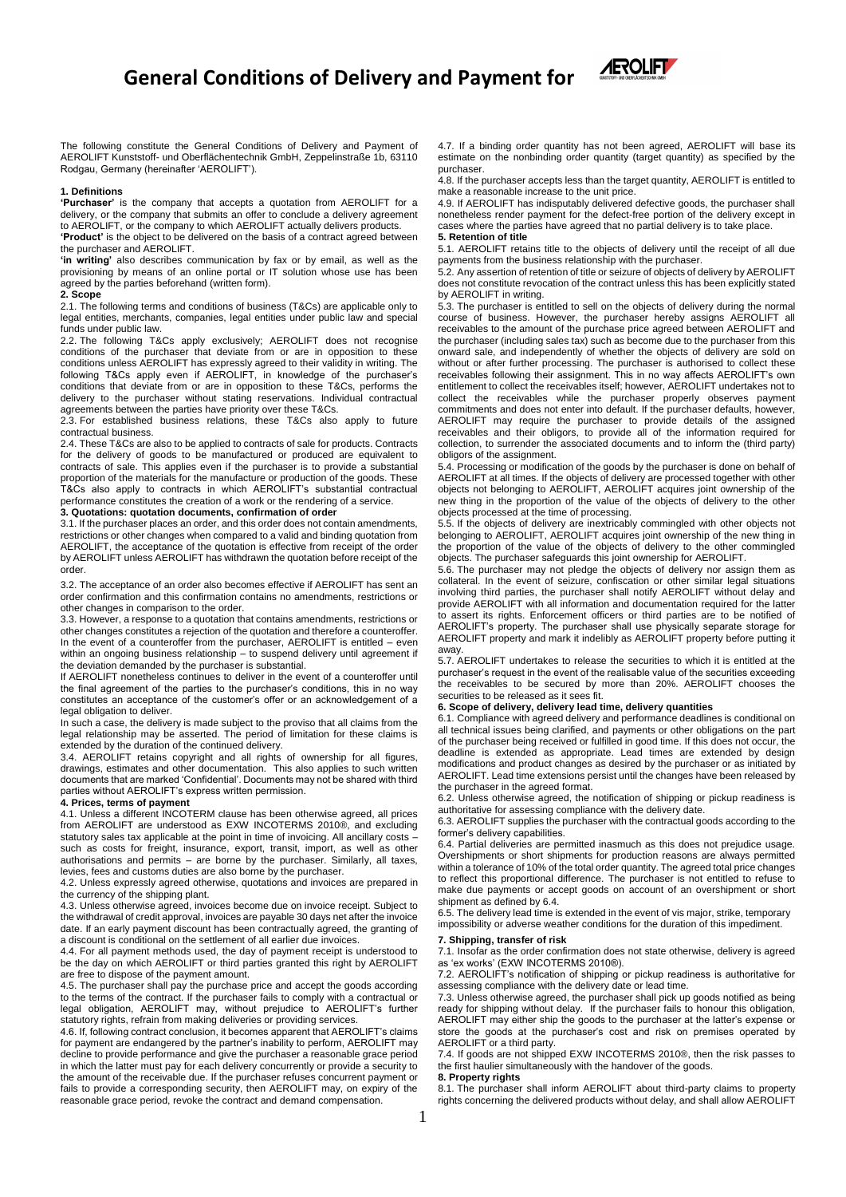# General Conditions of Delivery and Payment for

The following constitute the General Conditions of Delivery and Payment of AEROLIFT Kunststoff- und Oberflächentechnik GmbH, Zeppelinstraße 1b, 63110 Rodgau, Germany (hereinafter 'AEROLIFT').

## 1. Definitions

**'Purchaser'** is the company that accepts a quotation from AEROLIFT for a delivery, or the company that submits an offer to conclude a delivery agreement to AEROLIFT, or the company to which AEROLIFT actually delivers products.

**'Product'** is the object to be delivered on the basis of a contract agreed between the purchaser and AEROLIFT.

**'in writing'** also describes communication by fax or by email, as well as the provisioning by means of an online portal or IT solution whose use has been agreed by the parties beforehand (written form).

## 2. Scope

2.1. The following terms and conditions of business (T&Cs) are applicable only to legal entities, merchants, companies, legal entities under public law and special funds under public law.

2.2. The following T&Cs apply exclusively; AEROLIFT does not recognise conditions of the purchaser that deviate from or are in opposition to these conditions unless AEROLIFT has expressly agreed to their validity in writing. The following T&Cs apply even if AEROLIFT, in knowledge of the purchaser's conditions that deviate from or are in opposition to these T&Cs, performs the delivery to the purchaser without stating reservations. Individual contractual agreements between the parties have priority over these T&Cs.

2.3. For established business relations, these T&Cs also apply to future contractual business.

2.4. These T&Cs are also to be applied to contracts of sale for products. Contracts for the delivery of goods to be manufactured or produced are equivalent to contracts of sale. This applies even if the purchaser is to provide a substantial proportion of the materials for the manufacture or production of the goods. These T&Cs also apply to contracts in which AEROLIFT's substantial contractual performance constitutes the creation of a work or the rendering of a service.

## 3. Quotations: quotation documents, confirmation of order

3.1. If the purchaser places an order, and this order does not contain amendments, restrictions or other changes when compared to a valid and binding quotation from AEROLIFT, the acceptance of the quotation is effective from receipt of the order by AEROLIFT unless AEROLIFT has withdrawn the quotation before receipt of the order.

3.2. The acceptance of an order also becomes effective if AEROLIFT has sent an order confirmation and this confirmation contains no amendments, restrictions or other changes in comparison to the order.

3.3. However, a response to a quotation that contains amendments, restrictions or other changes constitutes a rejection of the quotation and therefore a counteroffer. In the event of a counteroffer from the purchaser, AEROLIFT is entitled – even within an ongoing business relationship – to suspend delivery until agreement if the deviation demanded by the purchaser is substantial.

If AEROLIFT nonetheless continues to deliver in the event of a counteroffer until the final agreement of the parties to the purchaser's conditions, this in no way constitutes an acceptance of the customer's offer or an acknowledgement of a legal obligation to deliver.

In such a case, the delivery is made subject to the proviso that all claims from the legal relationship may be asserted. The period of limitation for these claims is extended by the duration of the continued delivery.

3.4. AEROLIFT retains copyright and all rights of ownership for all figures, drawings, estimates and other documentation. This also applies to such written documents that are marked 'Confidential'. Documents may not be shared with third parties without AEROLIFT's express written permission.

## 4. Prices, terms of payment

4.1. Unless a different INCOTERM clause has been otherwise agreed, all prices from AEROLIFT are understood as EXW INCOTERMS 2010®, and excluding statutory sales tax applicable at the point in time of invoicing. All ancillary costs – such as costs for freight, insurance, export, transit, import, as well as other authorisations and permits – are borne by the purchaser. Similarly, all taxes, levies, fees and customs duties are also borne by the purchaser.

4.2. Unless expressly agreed otherwise, quotations and invoices are prepared in the currency of the shipping plant.

4.3. Unless otherwise agreed, invoices become due on invoice receipt. Subject to the withdrawal of credit approval, invoices are payable 30 days net after the invoice date. If an early payment discount has been contractually agreed, the granting of a discount is conditional on the settlement of all earlier due invoices.

4.4. For all payment methods used, the day of payment receipt is understood to be the day on which AEROLIFT or third parties granted this right by AEROLIFT are free to dispose of the payment amount.

4.5. The purchaser shall pay the purchase price and accept the goods according to the terms of the contract. If the purchaser fails to comply with a contractual or legal obligation, AEROLIFT may, without prejudice to AEROLIFT's further statutory rights, refrain from making deliveries or providing services.

4.6. If, following contract conclusion, it becomes apparent that AEROLIFT's claims for payment are endangered by the partner's inability to perform, AEROLIFT may decline to provide performance and give the purchaser a reasonable grace period in which the latter must pay for each delivery concurrently or provide a security to the amount of the receivable due. If the purchaser refuses concurrent payment or fails to provide a corresponding security, then AEROLIFT may, on expiry of the reasonable grace period, revoke the contract and demand compensation.

4.7. If a binding order quantity has not been agreed, AEROLIFT will base its estimate on the nonbinding order quantity (target quantity) as specified by the purchaser.

4.8. If the purchaser accepts less than the target quantity, AEROLIFT is entitled to make a reasonable increase to the unit price.

4.9. If AEROLIFT has indisputably delivered defective goods, the purchaser shall nonetheless render payment for the defect-free portion of the delivery except in cases where the parties have agreed that no partial delivery is to take place.

## 5. Retention of title

5.1. AEROLIFT retains title to the objects of delivery until the receipt of all due payments from the business relationship with the purchaser.

5.2. Any assertion of retention of title or seizure of objects of delivery by AEROLIFT does not constitute revocation of the contract unless this has been explicitly stated by AEROLIFT in writing.

5.3. The purchaser is entitled to sell on the objects of delivery during the normal course of business. However, the purchaser hereby assigns AEROLIFT all receivables to the amount of the purchase price agreed between AEROLIFT and the purchaser (including sales tax) such as become due to the purchaser from this onward sale, and independently of whether the objects of delivery are sold on without or after further processing. The purchaser is authorised to collect these receivables following their assignment. This in no way affects AEROLIFT's own entitlement to collect the receivables itself; however, AEROLIFT undertakes not to collect the receivables while the purchaser properly observes payment commitments and does not enter into default. If the purchaser defaults, however, AEROLIFT may require the purchaser to provide details of the assigned receivables and their obligors, to provide all of the information required for collection, to surrender the associated documents and to inform the (third party) obligors of the assignment.

5.4. Processing or modification of the goods by the purchaser is done on behalf of AEROLIFT at all times. If the objects of delivery are processed together with other objects not belonging to AEROLIFT, AEROLIFT acquires joint ownership of the new thing in the proportion of the value of the objects of delivery to the other objects processed at the time of processing.

5.5. If the objects of delivery are inextricably commingled with other objects not belonging to AEROLIFT, AEROLIFT acquires joint ownership of the new thing in the proportion of the value of the objects of delivery to the other commingled objects. The purchaser safeguards this joint ownership for AEROLIFT.

5.6. The purchaser may not pledge the objects of delivery nor assign them as collateral. In the event of seizure, confiscation or other similar legal situations involving third parties, the purchaser shall notify AEROLIFT without delay and provide AEROLIFT with all information and documentation required for the latter to assert its rights. Enforcement officers or third parties are to be notified of AEROLIFT's property. The purchaser shall use physically separate storage for AEROLIFT property and mark it indelibly as AEROLIFT property before putting it away.

5.7. AEROLIFT undertakes to release the securities to which it is entitled at the purchaser's request in the event of the realisable value of the securities exceeding the receivables to be secured by more than 20%. AEROLIFT chooses the securities to be released as it sees fit.

## 6. Scope of delivery, delivery lead time, delivery quantities

6.1. Compliance with agreed delivery and performance deadlines is conditional on all technical issues being clarified, and payments or other obligations on the part of the purchaser being received or fulfilled in good time. If this does not occur, the deadline is extended as appropriate. Lead times are extended by design modifications and product changes as desired by the purchaser or as initiated by AEROLIFT. Lead time extensions persist until the changes have been released by the purchaser in the agreed format.

6.2. Unless otherwise agreed, the notification of shipping or pickup readiness is authoritative for assessing compliance with the delivery date.

6.3. AEROLIFT supplies the purchaser with the contractual goods according to the former's delivery capabilities.

6.4. Partial deliveries are permitted inasmuch as this does not prejudice usage. Overshipments or short shipments for production reasons are always permitted within a tolerance of 10% of the total order quantity. The agreed total price changes to reflect this proportional difference. The purchaser is not entitled to refuse to make due payments or accept goods on account of an overshipment or short shipment as defined by 6.4.

6.5. The delivery lead time is extended in the event of vis major, strike, temporary impossibility or adverse weather conditions for the duration of this impediment.

## 7. Shipping, transfer of risk

7.1. Insofar as the order confirmation does not state otherwise, delivery is agreed as 'ex works' (EXW INCOTERMS 2010®).

7.2. AEROLIFT's notification of shipping or pickup readiness is authoritative for assessing compliance with the delivery date or lead time.

7.3. Unless otherwise agreed, the purchaser shall pick up goods notified as being ready for shipping without delay. If the purchaser fails to honour this obligation, AEROLIFT may either ship the goods to the purchaser at the latter's expense or store the goods at the purchaser's cost and risk on premises operated by AEROLIFT or a third party.

7.4. If goods are not shipped EXW INCOTERMS 2010®, then the risk passes to the first haulier simultaneously with the handover of the goods.

## 8. Property rights

8.1. The purchaser shall inform AEROLIFT about third-party claims to property rights concerning the delivered products without delay, and shall allow AEROLIFT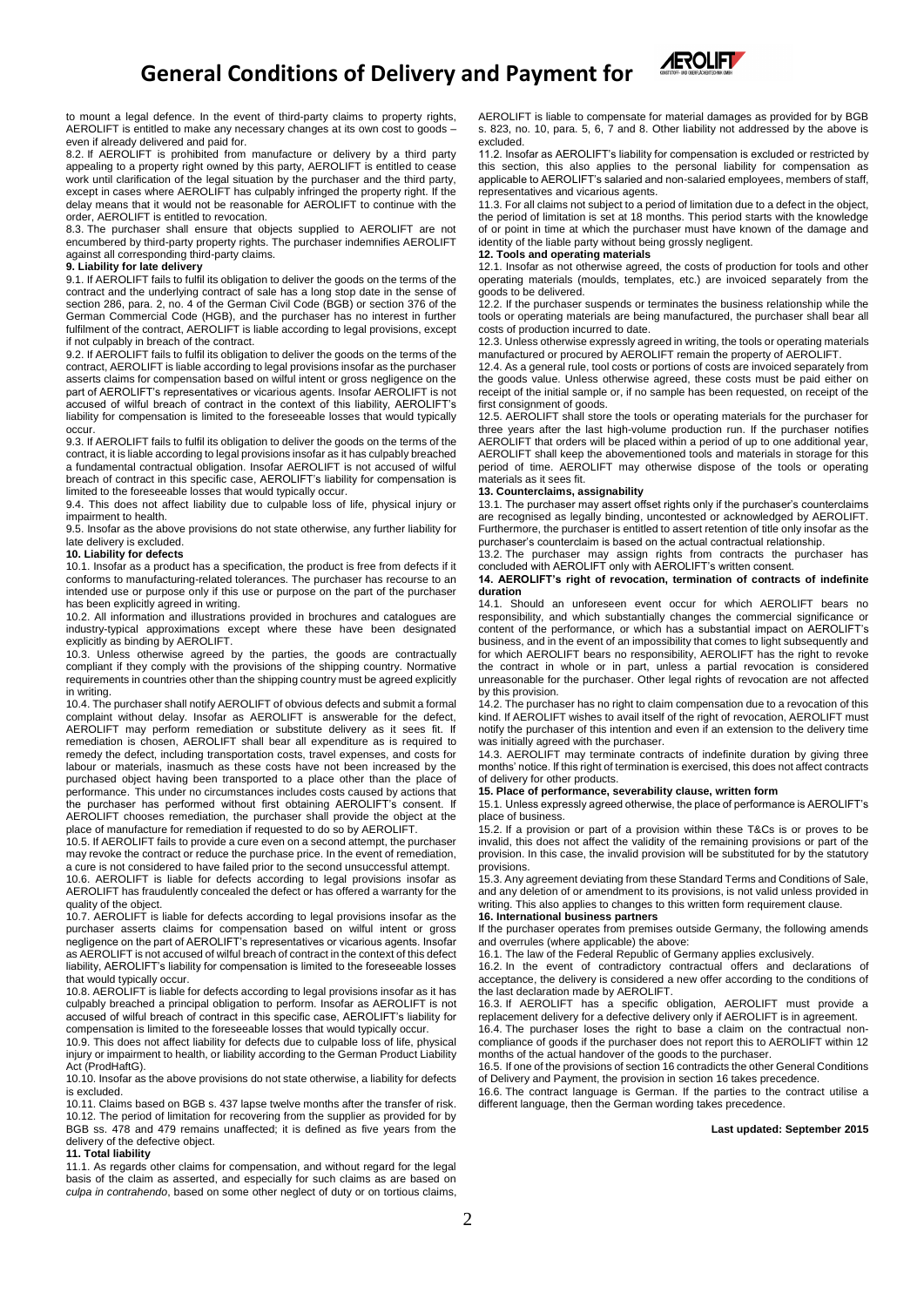to mount a legal defence. In the event of third-party claims to property rights, AEROLIFT is entitled to make any necessary changes at its own cost to goods – even if already delivered and paid for.

8.2. If AEROLIFT is prohibited from manufacture or delivery by a third party appealing to a property right owned by this party, AEROLIFT is entitled to cease work until clarification of the legal situation by the purchaser and the third party, except in cases where AEROLIFT has culpably infringed the property right. If the delay means that it would not be reasonable for AEROLIFT to continue with the order, AEROLIFT is entitled to revocation.

8.3. The purchaser shall ensure that objects supplied to AEROLIFT are not encumbered by third-party property rights. The purchaser indemnifies AEROLIFT against all corresponding third-party claims.

**9. Liability for late delivery**

9.1. If AEROLIFT fails to fulfil its obligation to deliver the goods on the terms of the contract and the underlying contract of sale has a long stop date in the sense of section 286, para. 2, no. 4 of the German Civil Code (BGB) or section 376 of the German Commercial Code (HGB), and the purchaser has no interest in further fulfilment of the contract, AEROLIFT is liable according to legal provisions, except if not culpably in breach of the contract.

9.2. If AEROLIFT fails to fulfil its obligation to deliver the goods on the terms of the contract, AEROLIFT is liable according to legal provisions insofar as the purchaser asserts claims for compensation based on wilful intent or gross negligence on the part of AEROLIFT's representatives or vicarious agents. Insofar AEROLIFT is not accused of wilful breach of contract in the context of this liability, AEROLIFT's liability for compensation is limited to the foreseeable losses that would typically occur.

9.3. If AEROLIFT fails to fulfil its obligation to deliver the goods on the terms of the contract, it is liable according to legal provisions insofar as it has culpably breached a fundamental contractual obligation. Insofar AEROLIFT is not accused of wilful breach of contract in this specific case, AEROLIFT's liability for compensation is limited to the foreseeable losses that would typically occur.

9.4. This does not affect liability due to culpable loss of life, physical injury or impairment to health.

9.5. Insofar as the above provisions do not state otherwise, any further liability for late delivery is excluded.

**10. Liability for defects**

10.1. Insofar as a product has a specification, the product is free from defects if it conforms to manufacturing-related tolerances. The purchaser has recourse to an intended use or purpose only if this use or purpose on the part of the purchaser has been explicitly agreed in writing.

10.2. All information and illustrations provided in brochures and catalogues are industry-typical approximations except where these have been designated explicitly as binding by AEROLIFT.

10.3. Unless otherwise agreed by the parties, the goods are contractually compliant if they comply with the provisions of the shipping country. Normative requirements in countries other than the shipping country must be agreed explicitly in writing.

10.4. The purchaser shall notify AEROLIFT of obvious defects and submit a formal complaint without delay. Insofar as AEROLIFT is answerable for the defect, AEROLIFT may perform remediation or substitute delivery as it sees fit. If remediation is chosen, AEROLIFT shall bear all expenditure as is required to remedy the defect, including transportation costs, travel expenses, and costs for labour or materials, inasmuch as these costs have not been increased by the purchased object having been transported to a place other than the place of performance. This under no circumstances includes costs caused by actions that the purchaser has performed without first obtaining AEROLIFT's consent. If AEROLIFT chooses remediation, the purchaser shall provide the object at the place of manufacture for remediation if requested to do so by AEROLIFT.

10.5. If AEROLIFT fails to provide a cure even on a second attempt, the purchaser may revoke the contract or reduce the purchase price. In the event of remediation, a cure is not considered to have failed prior to the second unsuccessful attempt.

10.6. AEROLIFT is liable for defects according to legal provisions insofar as AEROLIFT has fraudulently concealed the defect or has offered a warranty for the quality of the object.

10.7. AEROLIFT is liable for defects according to legal provisions insofar as the purchaser asserts claims for compensation based on wilful intent or gross negligence on the part of AEROLIFT's representatives or vicarious agents. Insofar as AEROLIFT is not accused of wilful breach of contract in the context of this defect liability, AEROLIFT's liability for compensation is limited to the foreseeable losses that would typically occur.

10.8. AEROLIFT is liable for defects according to legal provisions insofar as it has culpably breached a principal obligation to perform. Insofar as AEROLIFT is not accused of wilful breach of contract in this specific case, AEROLIFT's liability for compensation is limited to the foreseeable losses that would typically occur.

10.9. This does not affect liability for defects due to culpable loss of life, physical injury or impairment to health, or liability according to the German Product Liability Act (ProdHaftG).

10.10. Insofar as the above provisions do not state otherwise, a liability for defects is excluded.

10.11. Claims based on BGB s. 437 lapse twelve months after the transfer of risk.

10.12. The period of limitation for recovering from the supplier as provided for by BGB ss. 478 and 479 remains unaffected; it is defined as five years from the delivery of the defective object.

**11. Total liability**

11.1. As regards other claims for compensation, and without regard for the legal basis of the claim as asserted, and especially for such claims as are based on *culpa in contrahendo*, based on some other neglect of duty or on tortious claims, AEROLIFT is liable to compensate for material damages as provided for by BGB s. 823, no. 10, para. 5, 6, 7 and 8. Other liability not addressed by the above is excluded.

11.2. Insofar as AEROLIFT's liability for compensation is excluded or restricted by this section, this also applies to the personal liability for compensation as applicable to AEROLIFT's salaried and non-salaried employees, members of staff, representatives and vicarious agents.

11.3. For all claims not subject to a period of limitation due to a defect in the object, the period of limitation is set at 18 months. This period starts with the knowledge of or point in time at which the purchaser must have known of the damage and identity of the liable party without being grossly negligent.

**12. Tools and operating materials**

12.1. Insofar as not otherwise agreed, the costs of production for tools and other operating materials (moulds, templates, etc.) are invoiced separately from the goods to be delivered.

12.2. If the purchaser suspends or terminates the business relationship while the tools or operating materials are being manufactured, the purchaser shall bear all costs of production incurred to date.

12.3. Unless otherwise expressly agreed in writing, the tools or operating materials manufactured or procured by AEROLIFT remain the property of AEROLIFT.

12.4. As a general rule, tool costs or portions of costs are invoiced separately from the goods value. Unless otherwise agreed, these costs must be paid either on receipt of the initial sample or, if no sample has been requested, on receipt of the first consignment of goods.

12.5. AEROLIFT shall store the tools or operating materials for the purchaser for three years after the last high-volume production run. If the purchaser notifies AEROLIFT that orders will be placed within a period of up to one additional year, AEROLIFT shall keep the abovementioned tools and materials in storage for this period of time. AEROLIFT may otherwise dispose of the tools or operating materials as it sees fit.

**13. Counterclaims, assignability**

13.1. The purchaser may assert offset rights only if the purchaser's counterclaims are recognised as legally binding, uncontested or acknowledged by AEROLIFT. Furthermore, the purchaser is entitled to assert retention of title only insofar as the purchaser's counterclaim is based on the actual contractual relationship.

13.2. The purchaser may assign rights from contracts the purchaser has concluded with AEROLIFT only with AEROLIFT's written consent.

**14. AEROLIFT's right of revocation, termination of contracts of indefinite duration**

14.1. Should an unforeseen event occur for which AEROLIFT bears no responsibility, and which substantially changes the commercial significance or content of the performance, or which has a substantial impact on AEROLIFT's business, and in the event of an impossibility that comes to light subsequently and for which AEROLIFT bears no responsibility, AEROLIFT has the right to revoke the contract in whole or in part, unless a partial revocation is considered unreasonable for the purchaser. Other legal rights of revocation are not affected by this provision.

14.2. The purchaser has no right to claim compensation due to a revocation of this kind. If AEROLIFT wishes to avail itself of the right of revocation, AEROLIFT must notify the purchaser of this intention and even if an extension to the delivery time was initially agreed with the purchaser.

14.3. AEROLIFT may terminate contracts of indefinite duration by giving three months' notice. If this right of termination is exercised, this does not affect contracts of delivery for other products.

**15. Place of performance, severability clause, written form**

15.1. Unless expressly agreed otherwise, the place of performance is AEROLIFT's place of business.

15.2. If a provision or part of a provision within these T&Cs is or proves to be invalid, this does not affect the validity of the remaining provisions or part of the provision. In this case, the invalid provision will be substituted for by the statutory provisions.

15.3. Any agreement deviating from these Standard Terms and Conditions of Sale, and any deletion of or amendment to its provisions, is not valid unless provided in writing. This also applies to changes to this written form requirement clause.

**16. International business partners**

If the purchaser operates from premises outside Germany, the following amends and overrules (where applicable) the above:

16.1. The law of the Federal Republic of Germany applies exclusively.

16.2. In the event of contradictory contractual offers and declarations of acceptance, the delivery is considered a new offer according to the conditions of the last declaration made by AEROLIFT.

16.3. If AEROLIFT has a specific obligation, AEROLIFT must provide a replacement delivery for a defective delivery only if AEROLIFT is in agreement.

16.4. The purchaser loses the right to base a claim on the contractual non-compliance of goods if the purchaser does not report this to AEROLIFT within 12 months of the actual handover of the goods to the purchaser.

16.5. If one of the provisions of section 16 contradicts the other General Conditions of Delivery and Payment, the provision in section 16 takes precedence.

16.6. The contract language is German. If the parties to the contract utilise a different language, then the German wording takes precedence.

**Last updated: September 2015**